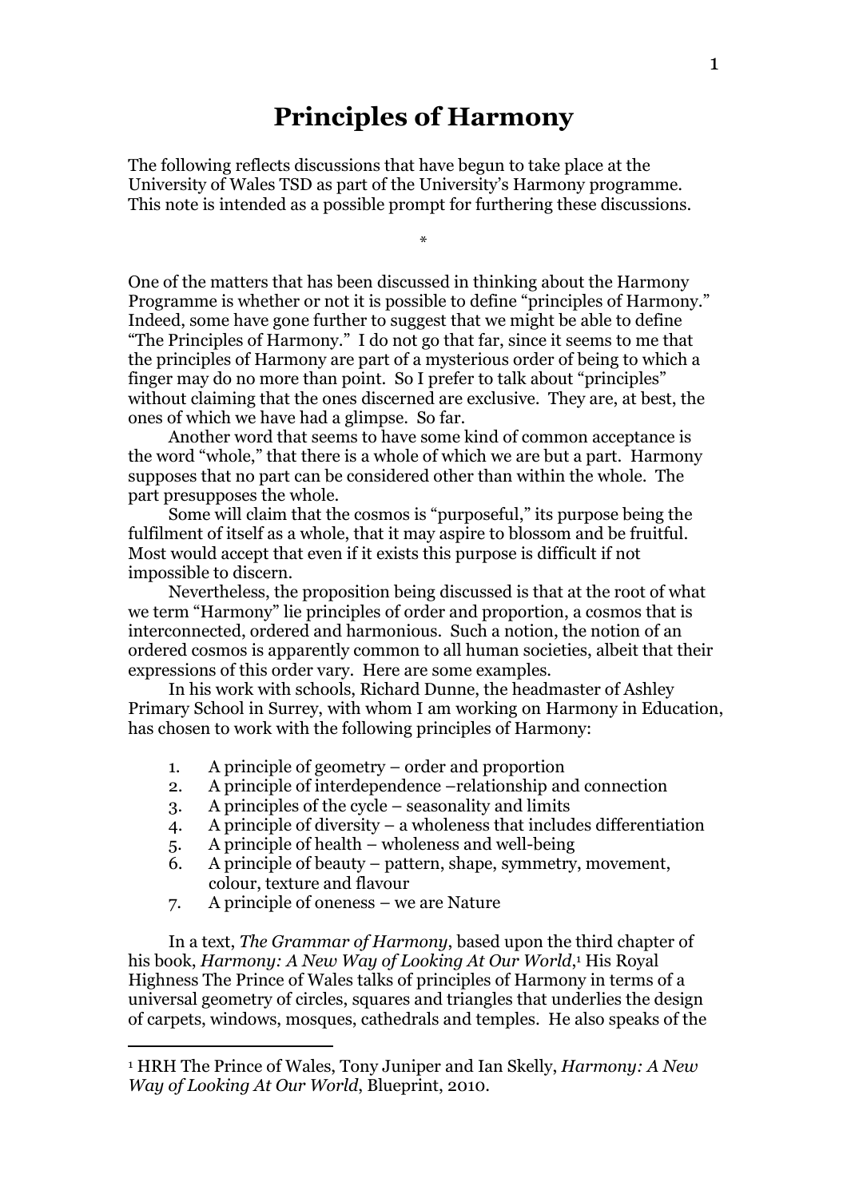# Principles of Harmony

The following reflects discussions that have begun to take place at the University of Wales TSD as part of the University's Harmony programme. This note is intended as a possible prompt for furthering these discussions.

*

One of the matters that has been discussed in thinking about the Harmony Programme is whether or not it is possible to define "principles of Harmony." Indeed, some have gone further to suggest that we might be able to define "The Principles of Harmony." I do not go that far, since it seems to me that the principles of Harmony are part of a mysterious order of being to which a finger may do no more than point. So I prefer to talk about "principles" without claiming that the ones discerned are exclusive. They are, at best, the ones of which we have had a glimpse. So far.

Another word that seems to have some kind of common acceptance is the word "whole," that there is a whole of which we are but a part. Harmony supposes that no part can be considered other than within the whole. The part presupposes the whole.

Some will claim that the cosmos is "purposeful," its purpose being the fulfilment of itself as a whole, that it may aspire to blossom and be fruitful. Most would accept that even if it exists this purpose is difficult if not impossible to discern.

Nevertheless, the proposition being discussed is that at the root of what we term "Harmony" lie principles of order and proportion, a cosmos that is interconnected, ordered and harmonious. Such a notion, the notion of an ordered cosmos is apparently common to all human societies, albeit that their expressions of this order vary. Here are some examples.

In his work with schools, Richard Dunne, the headmaster of Ashley Primary School in Surrey, with whom I am working on Harmony in Education, has chosen to work with the following principles of Harmony:

1. A principle of geometry – order and proportion
2. A principle of interdependence –relationship and connection
3. A principles of the cycle – seasonality and limits
4. A principle of diversity – a wholeness that includes differentiation
5. A principle of health – wholeness and well-being
6. A principle of beauty – pattern, shape, symmetry, movement, colour, texture and flavour
7. A principle of oneness – we are Nature

In a text, *The Grammar of Harmony*, based upon the third chapter of his book, *Harmony: A New Way of Looking At Our World*,[1] His Royal Highness The Prince of Wales talks of principles of Harmony in terms of a universal geometry of circles, squares and triangles that underlies the design of carpets, windows, mosques, cathedrals and temples. He also speaks of the

[1] HRH The Prince of Wales, Tony Juniper and Ian Skelly, *Harmony: A New Way of Looking At Our World*, Blueprint, 2010.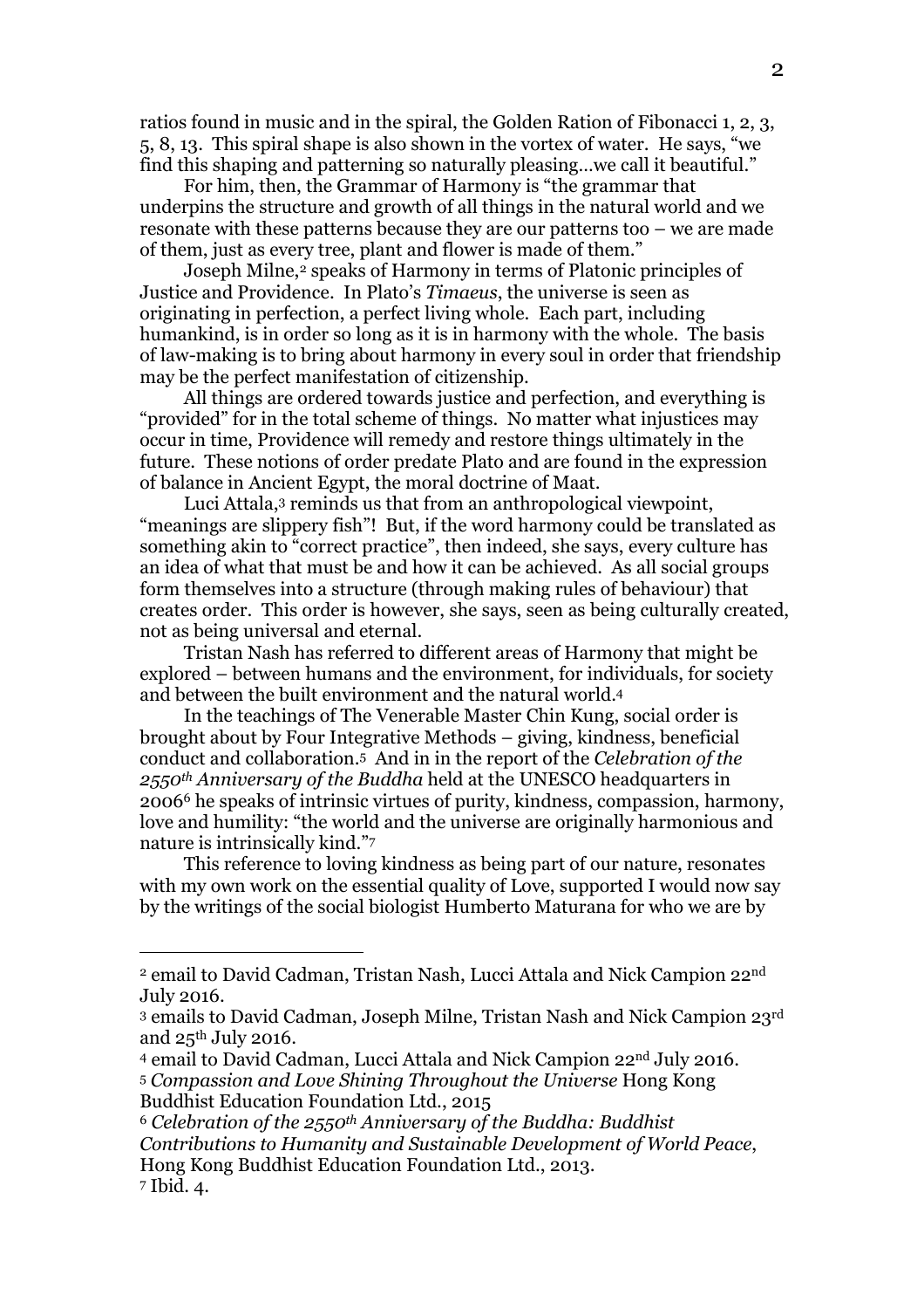ratios found in music and in the spiral, the Golden Ration of Fibonacci 1, 2, 3, 5, 8, 13. This spiral shape is also shown in the vortex of water. He says, "we find this shaping and patterning so naturally pleasing…we call it beautiful."

For him, then, the Grammar of Harmony is "the grammar that underpins the structure and growth of all things in the natural world and we resonate with these patterns because they are our patterns too – we are made of them, just as every tree, plant and flower is made of them."

Joseph Milne,[2] speaks of Harmony in terms of Platonic principles of Justice and Providence. In Plato's *Timaeus*, the universe is seen as originating in perfection, a perfect living whole. Each part, including humankind, is in order so long as it is in harmony with the whole. The basis of law-making is to bring about harmony in every soul in order that friendship may be the perfect manifestation of citizenship.

All things are ordered towards justice and perfection, and everything is "provided" for in the total scheme of things. No matter what injustices may occur in time, Providence will remedy and restore things ultimately in the future. These notions of order predate Plato and are found in the expression of balance in Ancient Egypt, the moral doctrine of Maat.

Luci Attala,[3] reminds us that from an anthropological viewpoint, "meanings are slippery fish"! But, if the word harmony could be translated as something akin to "correct practice", then indeed, she says, every culture has an idea of what that must be and how it can be achieved. As all social groups form themselves into a structure (through making rules of behaviour) that creates order. This order is however, she says, seen as being culturally created, not as being universal and eternal.

Tristan Nash has referred to different areas of Harmony that might be explored – between humans and the environment, for individuals, for society and between the built environment and the natural world.[4]

In the teachings of The Venerable Master Chin Kung, social order is brought about by Four Integrative Methods – giving, kindness, beneficial conduct and collaboration.[5] And in in the report of the *Celebration of the 2550th Anniversary of the Buddha* held at the UNESCO headquarters in 2006[6] he speaks of intrinsic virtues of purity, kindness, compassion, harmony, love and humility: "the world and the universe are originally harmonious and nature is intrinsically kind."[7]

This reference to loving kindness as being part of our nature, resonates with my own work on the essential quality of Love, supported I would now say by the writings of the social biologist Humberto Maturana for who we are by

---

[2] email to David Cadman, Tristan Nash, Lucci Attala and Nick Campion 22nd July 2016.

[3] emails to David Cadman, Joseph Milne, Tristan Nash and Nick Campion 23rd and 25th July 2016.

[4] email to David Cadman, Lucci Attala and Nick Campion 22nd July 2016.

[5] *Compassion and Love Shining Throughout the Universe* Hong Kong Buddhist Education Foundation Ltd., 2015

[6] *Celebration of the 2550th Anniversary of the Buddha: Buddhist Contributions to Humanity and Sustainable Development of World Peace*, Hong Kong Buddhist Education Foundation Ltd., 2013.

[7] Ibid. 4.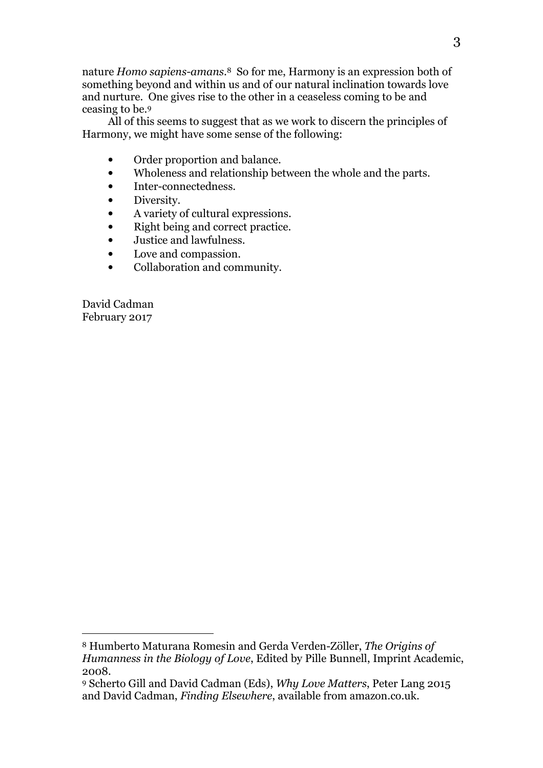nature *Homo sapiens-amans*.[8] So for me, Harmony is an expression both of something beyond and within us and of our natural inclination towards love and nurture. One gives rise to the other in a ceaseless coming to be and ceasing to be.[9]

All of this seems to suggest that as we work to discern the principles of Harmony, we might have some sense of the following:

- Order proportion and balance.
- Wholeness and relationship between the whole and the parts.
- Inter-connectedness.
- Diversity.
- A variety of cultural expressions.
- Right being and correct practice.
- Justice and lawfulness.
- Love and compassion.
- Collaboration and community.

David Cadman
February 2017

---

[8] Humberto Maturana Romesin and Gerda Verden-Zöller, *The Origins of Humanness in the Biology of Love*, Edited by Pille Bunnell, Imprint Academic, 2008.

[9] Scherto Gill and David Cadman (Eds), *Why Love Matters*, Peter Lang 2015 and David Cadman, *Finding Elsewhere*, available from amazon.co.uk.